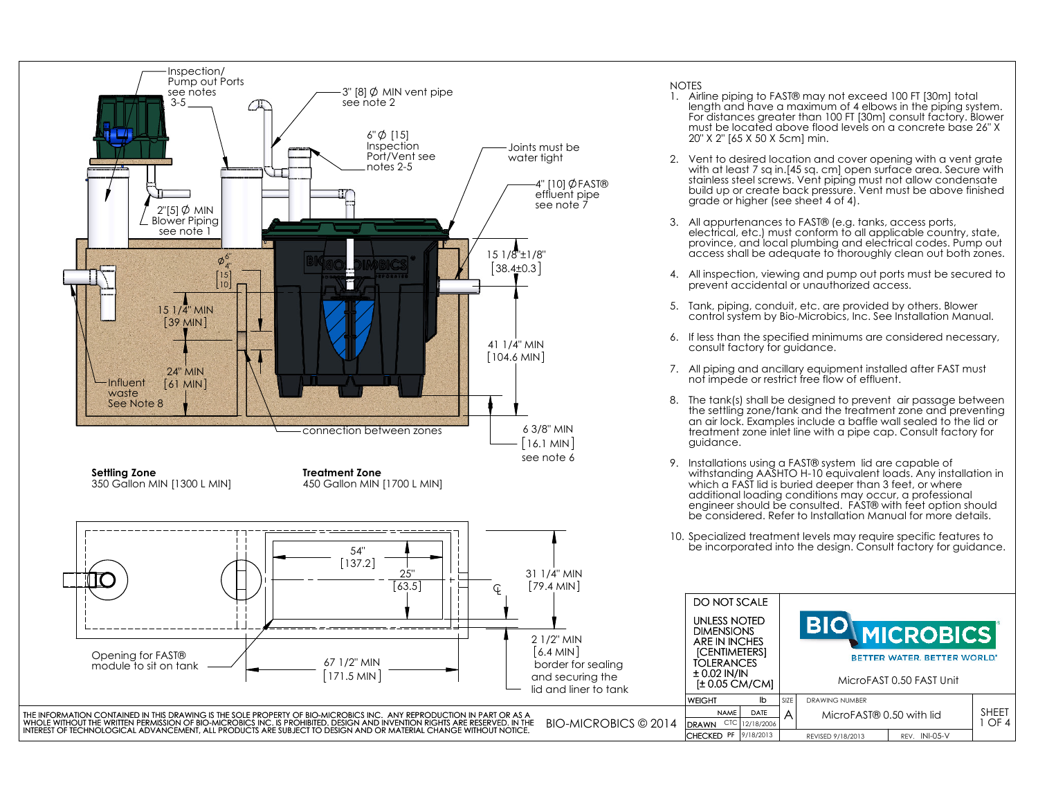Inspection/ Pump out Ports see notes 3-5

3" [8] Ø MIN vent pipe see note 2

6" Ø [15] Inspection Port/Vent see notes 2-5

Joints must be water tight

4" [10] Ø FAST® effluent pipe see note 7

2"[5] Ø MIN Blower Piping see note 1

Ø 6" [15] 4" [10]

15 1/8"±1/8" [38.4±0.3]

15 1/4" MIN [39 MIN]

41 1/4" MIN [104.6 MIN]

24" MIN [61 MIN]

Influent waste See Note 8

connection between zones

6 3/8" MIN [16.1 MIN] see note 6

**Settling Zone**
350 Gallon MIN [1300 L MIN]

**Treatment Zone**
450 Gallon MIN [1700 L MIN]

54" [137.2]

25" [63.5]

31 1/4" MIN [79.4 MIN]

2 1/2" MIN [6.4 MIN] border for sealing and securing the lid and liner to tank

Opening for FAST® module to sit on tank

67 1/2" MIN [171.5 MIN]

## NOTES

1. Airline piping to FAST® may not exceed 100 FT [30m] total length and have a maximum of 4 elbows in the piping system. For distances greater than 100 FT [30m] consult factory. Blower must be located above flood levels on a concrete base 26" X 20" X 2" [65 X 50 X 5cm] min.
2. Vent to desired location and cover opening with a vent grate with at least 7 sq in.[45 sq. cm] open surface area. Secure with stainless steel screws. Vent piping must not allow condensate build up or create back pressure. Vent must be above finished grade or higher (see sheet 4 of 4).
3. All appurtenances to FAST® (e.g. tanks, access ports, electrical, etc.) must conform to all applicable country, state, province, and local plumbing and electrical codes. Pump out access shall be adequate to thoroughly clean out both zones.
4. All inspection, viewing and pump out ports must be secured to prevent accidental or unauthorized access.
5. Tank, piping, conduit, etc. are provided by others. Blower control system by Bio-Microbics, Inc. See Installation Manual.
6. If less than the specified minimums are considered necessary, consult factory for guidance.
7. All piping and ancillary equipment installed after FAST must not impede or restrict free flow of effluent.
8. The tank(s) shall be designed to prevent air passage between the settling zone/tank and the treatment zone and preventing an air lock. Examples include a baffle wall sealed to the lid or treatment zone inlet line with a pipe cap. Consult factory for guidance.
9. Installations using a FAST® system lid are capable of withstanding AASHTO H-10 equivalent loads. Any installation in which a FAST lid is buried deeper than 3 feet, or where additional loading conditions may occur, a professional engineer should be consulted. FAST® with feet option should be considered. Refer to Installation Manual for more details.
10. Specialized treatment levels may require specific features to be incorporated into the design. Consult factory for guidance.

DO NOT SCALE

UNLESS NOTED DIMENSIONS ARE IN INCHES [CENTIMETERS] TOLERANCES ± 0.02 IN/IN [± 0.05 CM/CM]

BIO MICROBICS — BETTER WATER. BETTER WORLD®

MicroFAST 0.50 FAST Unit

| WEIGHT | lb | SIZE | DRAWING NUMBER | SHEET |
|---|---|---|---|---|
| | NAME / DATE | | | |
| DRAWN | CTC 12/18/2006 | A | MicroFAST® 0.50 with lid | 1 OF 4 |
| CHECKED | PF 9/18/2013 | | REVISED 9/18/2013 — REV. INI-05-V | |

THE INFORMATION CONTAINED IN THIS DRAWING IS THE SOLE PROPERTY OF BIO-MICROBICS INC. ANY REPRODUCTION IN PART OR AS A WHOLE WITHOUT THE WRITTEN PERMISSION OF BIO-MICROBICS INC. IS PROHIBITED. DESIGN AND INVENTION RIGHTS ARE RESERVED. IN THE INTEREST OF TECHNOLOGICAL ADVANCEMENT, ALL PRODUCTS ARE SUBJECT TO DESIGN AND OR MATERIAL CHANGE WITHOUT NOTICE.

BIO-MICROBICS © 2014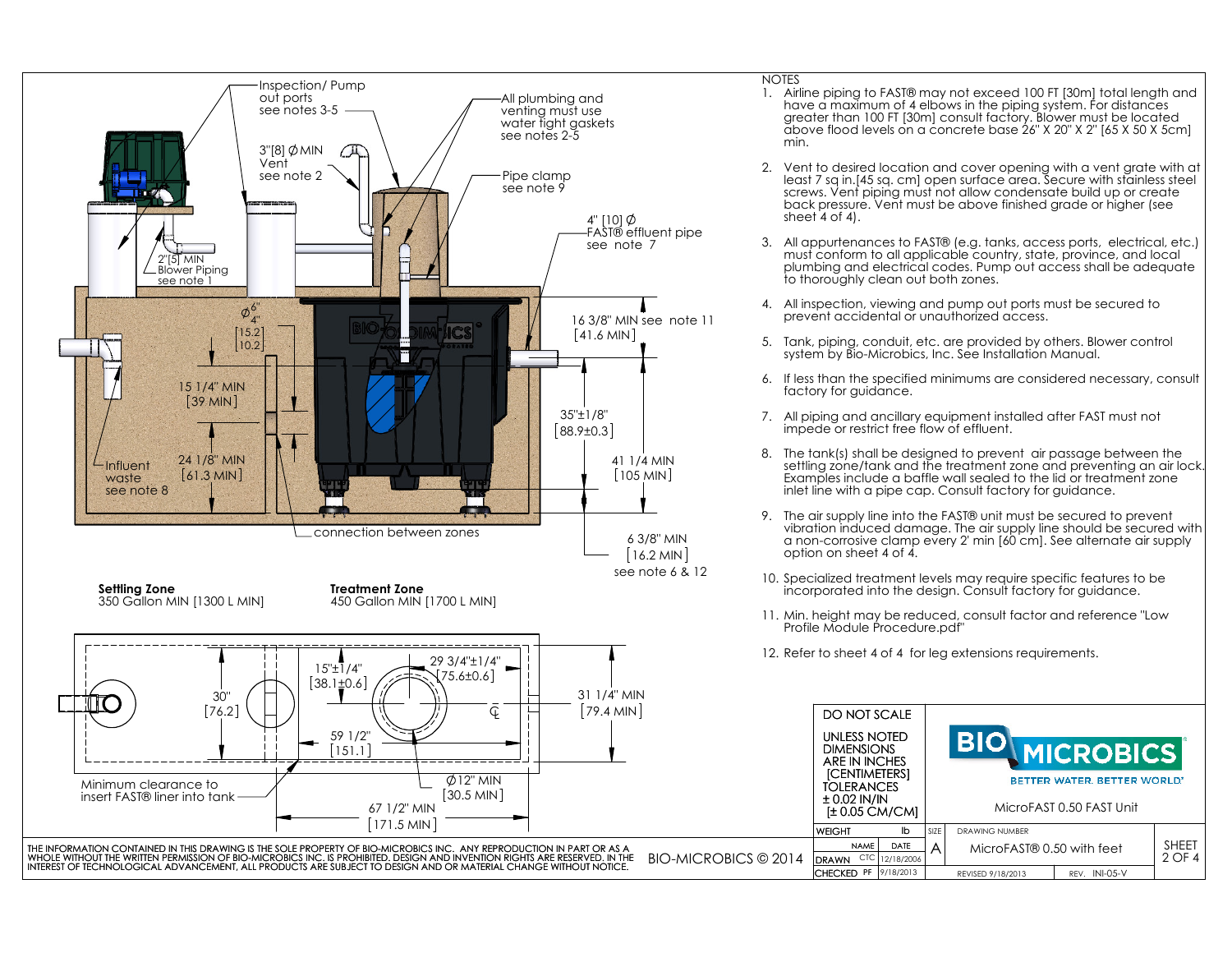Inspection/ Pump out ports see notes 3-5

All plumbing and venting must use water tight gaskets see notes 2-5

3"[8] ∅ MIN Vent see note 2

Pipe clamp see note 9

4" [10] ∅ FAST® effluent pipe see note 7

2"[5] MIN Blower Piping see note 1

∅ 6" 4" [15.2] [10.2]

16 3/8" MIN see note 11 [41.6 MIN]

15 1/4" MIN [39 MIN]

35"±1/8" [88.9±0.3]

24 1/8" MIN [61.3 MIN]

41 1/4 MIN [105 MIN]

Influent waste see note 8

connection between zones

6 3/8" MIN [16.2 MIN] see note 6 & 12

**Settling Zone**
350 Gallon MIN [1300 L MIN]

**Treatment Zone**
450 Gallon MIN [1700 L MIN]

15"±1/4" [38.1±0.6]

29 3/4"±1/4" [75.6±0.6]

30" [76.2]

31 1/4" MIN [79.4 MIN]

59 1/2" [151.1]

Minimum clearance to insert FAST® liner into tank

∅12" MIN [30.5 MIN]

67 1/2" MIN [171.5 MIN]

NOTES

1. Airline piping to FAST® may not exceed 100 FT [30m] total length and have a maximum of 4 elbows in the piping system. For distances greater than 100 FT [30m] consult factory. Blower must be located above flood levels on a concrete base 26" X 20" X 2" [65 X 50 X 5cm] min.
2. Vent to desired location and cover opening with a vent grate with at least 7 sq in.[45 sq. cm] open surface area. Secure with stainless steel screws. Vent piping must not allow condensate build up or create back pressure. Vent must be above finished grade or higher (see sheet 4 of 4).
3. All appurtenances to FAST® (e.g. tanks, access ports, electrical, etc.) must conform to all applicable country, state, province, and local plumbing and electrical codes. Pump out access shall be adequate to thoroughly clean out both zones.
4. All inspection, viewing and pump out ports must be secured to prevent accidental or unauthorized access.
5. Tank, piping, conduit, etc. are provided by others. Blower control system by Bio-Microbics, Inc. See Installation Manual.
6. If less than the specified minimums are considered necessary, consult factory for guidance.
7. All piping and ancillary equipment installed after FAST must not impede or restrict free flow of effluent.
8. The tank(s) shall be designed to prevent air passage between the settling zone/tank and the treatment zone and preventing an air lock. Examples include a baffle wall sealed to the lid or treatment zone inlet line with a pipe cap. Consult factory for guidance.
9. The air supply line into the FAST® unit must be secured to prevent vibration induced damage. The air supply line should be secured with a non-corrosive clamp every 2' min [60 cm]. See alternate air supply option on sheet 4 of 4.
10. Specialized treatment levels may require specific features to be incorporated into the design. Consult factory for guidance.
11. Min. height may be reduced, consult factor and reference "Low Profile Module Procedure.pdf"
12. Refer to sheet 4 of 4 for leg extensions requirements.

DO NOT SCALE

UNLESS NOTED DIMENSIONS ARE IN INCHES [CENTIMETERS] TOLERANCES ± 0.02 IN/IN [± 0.05 CM/CM]

BIO MICROBICS — BETTER WATER. BETTER WORLD.

MicroFAST 0.50 FAST Unit

| WEIGHT | lb | SIZE | DRAWING NUMBER | | SHEET |
|---|---|---|---|---|---|
| | NAME / DATE | A | MicroFAST® 0.50 with feet | | 2 OF 4 |
| DRAWN | CTC 12/18/2006 | | | | |
| CHECKED | PF 9/18/2013 | | REVISED 9/18/2013 | REV. INI-05-V | |

THE INFORMATION CONTAINED IN THIS DRAWING IS THE SOLE PROPERTY OF BIO-MICROBICS INC. ANY REPRODUCTION IN PART OR AS A WHOLE WITHOUT THE WRITTEN PERMISSION OF BIO-MICROBICS INC. IS PROHIBITED. DESIGN AND INVENTION RIGHTS ARE RESERVED. IN THE INTEREST OF TECHNOLOGICAL ADVANCEMENT, ALL PRODUCTS ARE SUBJECT TO DESIGN AND OR MATERIAL CHANGE WITHOUT NOTICE.

BIO-MICROBICS © 2014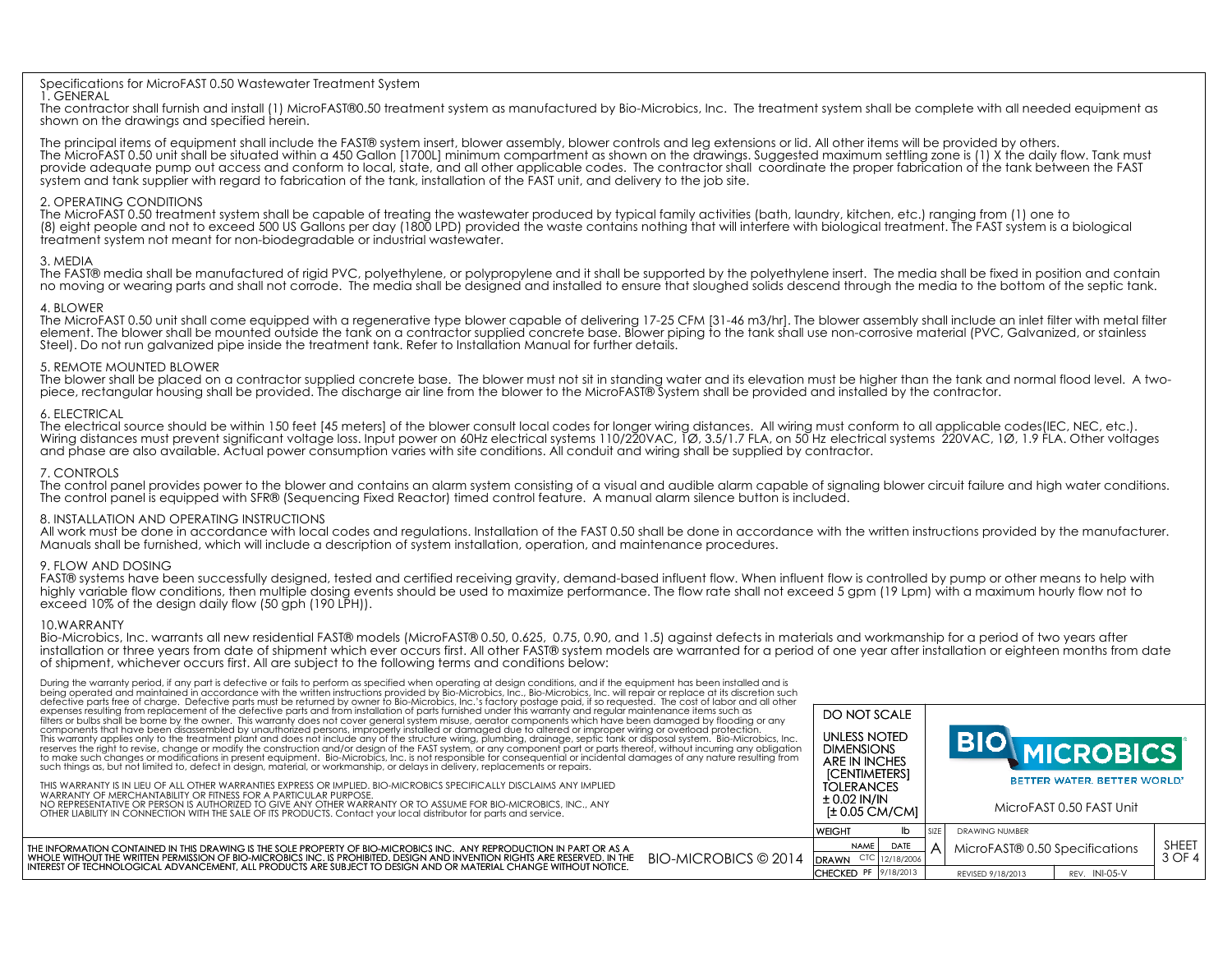# Specifications for MicroFAST 0.50 Wastewater Treatment System

## 1. GENERAL

The contractor shall furnish and install (1) MicroFAST®0.50 treatment system as manufactured by Bio-Microbics, Inc. The treatment system shall be complete with all needed equipment as shown on the drawings and specified herein.

The principal items of equipment shall include the FAST® system insert, blower assembly, blower controls and leg extensions or lid. All other items will be provided by others. The MicroFAST 0.50 unit shall be situated within a 450 Gallon [1700L] minimum compartment as shown on the drawings. Suggested maximum settling zone is (1) X the daily flow. Tank must provide adequate pump out access and conform to local, state, and all other applicable codes. The contractor shall coordinate the proper fabrication of the tank between the FAST system and tank supplier with regard to fabrication of the tank, installation of the FAST unit, and delivery to the job site.

## 2. OPERATING CONDITIONS

The MicroFAST 0.50 treatment system shall be capable of treating the wastewater produced by typical family activities (bath, laundry, kitchen, etc.) ranging from (1) one to (8) eight people and not to exceed 500 US Gallons per day (1800 LPD) provided the waste contains nothing that will interfere with biological treatment. The FAST system is a biological treatment system not meant for non-biodegradable or industrial wastewater.

## 3. MEDIA

The FAST® media shall be manufactured of rigid PVC, polyethylene, or polypropylene and it shall be supported by the polyethylene insert. The media shall be fixed in position and contain no moving or wearing parts and shall not corrode. The media shall be designed and installed to ensure that sloughed solids descend through the media to the bottom of the septic tank.

## 4. BLOWER

The MicroFAST 0.50 unit shall come equipped with a regenerative type blower capable of delivering 17-25 CFM [31-46 m3/hr]. The blower assembly shall include an inlet filter with metal filter element. The blower shall be mounted outside the tank on a contractor supplied concrete base. Blower piping to the tank shall use non-corrosive material (PVC, Galvanized, or stainless Steel). Do not run galvanized pipe inside the treatment tank. Refer to Installation Manual for further details.

## 5. REMOTE MOUNTED BLOWER

The blower shall be placed on a contractor supplied concrete base. The blower must not sit in standing water and its elevation must be higher than the tank and normal flood level. A two-piece, rectangular housing shall be provided. The discharge air line from the blower to the MicroFAST® System shall be provided and installed by the contractor.

## 6. ELECTRICAL

The electrical source should be within 150 feet [45 meters] of the blower consult local codes for longer wiring distances. All wiring must conform to all applicable codes(IEC, NEC, etc.). Wiring distances must prevent significant voltage loss. Input power on 60Hz electrical systems 110/220VAC, 1Ø, 3.5/1.7 FLA, on 50 Hz electrical systems 220VAC, 1Ø, 1.9 FLA. Other voltages and phase are also available. Actual power consumption varies with site conditions. All conduit and wiring shall be supplied by contractor.

## 7. CONTROLS

The control panel provides power to the blower and contains an alarm system consisting of a visual and audible alarm capable of signaling blower circuit failure and high water conditions. The control panel is equipped with SFR® (Sequencing Fixed Reactor) timed control feature. A manual alarm silence button is included.

## 8. INSTALLATION AND OPERATING INSTRUCTIONS

All work must be done in accordance with local codes and regulations. Installation of the FAST 0.50 shall be done in accordance with the written instructions provided by the manufacturer. Manuals shall be furnished, which will include a description of system installation, operation, and maintenance procedures.

## 9. FLOW AND DOSING

FAST® systems have been successfully designed, tested and certified receiving gravity, demand-based influent flow. When influent flow is controlled by pump or other means to help with highly variable flow conditions, then multiple dosing events should be used to maximize performance. The flow rate shall not exceed 5 gpm (19 Lpm) with a maximum hourly flow not to exceed 10% of the design daily flow (50 gph (190 LPH)).

## 10.WARRANTY

Bio-Microbics, Inc. warrants all new residential FAST® models (MicroFAST® 0.50, 0.625, 0.75, 0.90, and 1.5) against defects in materials and workmanship for a period of two years after installation or three years from date of shipment which ever occurs first. All other FAST® system models are warranted for a period of one year after installation or eighteen months from date of shipment, whichever occurs first. All are subject to the following terms and conditions below:

During the warranty period, if any part is defective or fails to perform as specified when operating at design conditions, and if the equipment has been installed and is being operated and maintained in accordance with the written instructions provided by Bio-Microbics, Inc., Bio-Microbics, Inc. will repair or replace at its discretion such defective parts free of charge. Defective parts must be returned by owner to Bio-Microbics, Inc.'s factory postage paid, if so requested. The cost of labor and all other expenses resulting from replacement of the defective parts and from installation of parts furnished under this warranty and regular maintenance items such as filters or bulbs shall be borne by the owner. This warranty does not cover general system misuse, aerator components which have been damaged by flooding or any components that have been disassembled by unauthorized persons, improperly installed or damaged due to altered or improper wiring or overload protection. This warranty applies only to the treatment plant and does not include any of the structure wiring, plumbing, drainage, septic tank or disposal system. Bio-Microbics, Inc. reserves the right to revise, change or modify the construction and/or design of the FAST system, or any component part or parts thereof, without incurring any obligation to make such changes or modifications in present equipment. Bio-Microbics, Inc. is not responsible for consequential or incidental damages of any nature resulting from such things as, but not limited to, defect in design, material, or workmanship, or delays in delivery, replacements or repairs.

THIS WARRANTY IS IN LIEU OF ALL OTHER WARRANTIES EXPRESS OR IMPLIED. BIO-MICROBICS SPECIFICALLY DISCLAIMS ANY IMPLIED WARRANTY OF MERCHANTABILITY OR FITNESS FOR A PARTICULAR PURPOSE.
NO REPRESENTATIVE OR PERSON IS AUTHORIZED TO GIVE ANY OTHER WARRANTY OR TO ASSUME FOR BIO-MICROBICS, INC., ANY OTHER LIABILITY IN CONNECTION WITH THE SALE OF ITS PRODUCTS. Contact your local distributor for parts and service.

THE INFORMATION CONTAINED IN THIS DRAWING IS THE SOLE PROPERTY OF BIO-MICROBICS INC. ANY REPRODUCTION IN PART OR AS A WHOLE WITHOUT THE WRITTEN PERMISSION OF BIO-MICROBICS INC. IS PROHIBITED. DESIGN AND INVENTION RIGHTS ARE RESERVED. IN THE INTEREST OF TECHNOLOGICAL ADVANCEMENT, ALL PRODUCTS ARE SUBJECT TO DESIGN AND OR MATERIAL CHANGE WITHOUT NOTICE.

BIO-MICROBICS © 2014

DO NOT SCALE

UNLESS NOTED DIMENSIONS ARE IN INCHES [CENTIMETERS]
TOLERANCES ± 0.02 IN/IN [± 0.05 CM/CM]

BIO MICROBICS — BETTER WATER. BETTER WORLD®

MicroFAST 0.50 FAST Unit

| WEIGHT | lb | SIZE | DRAWING NUMBER | | SHEET |
|---|---|---|---|---|---|
| | NAME / DATE | A | MicroFAST® 0.50 Specifications | | 3 OF 4 |
| DRAWN | CTC / 12/18/2006 | | | | |
| CHECKED | PF / 9/18/2013 | | REVISED 9/18/2013 | REV. INI-05-V | |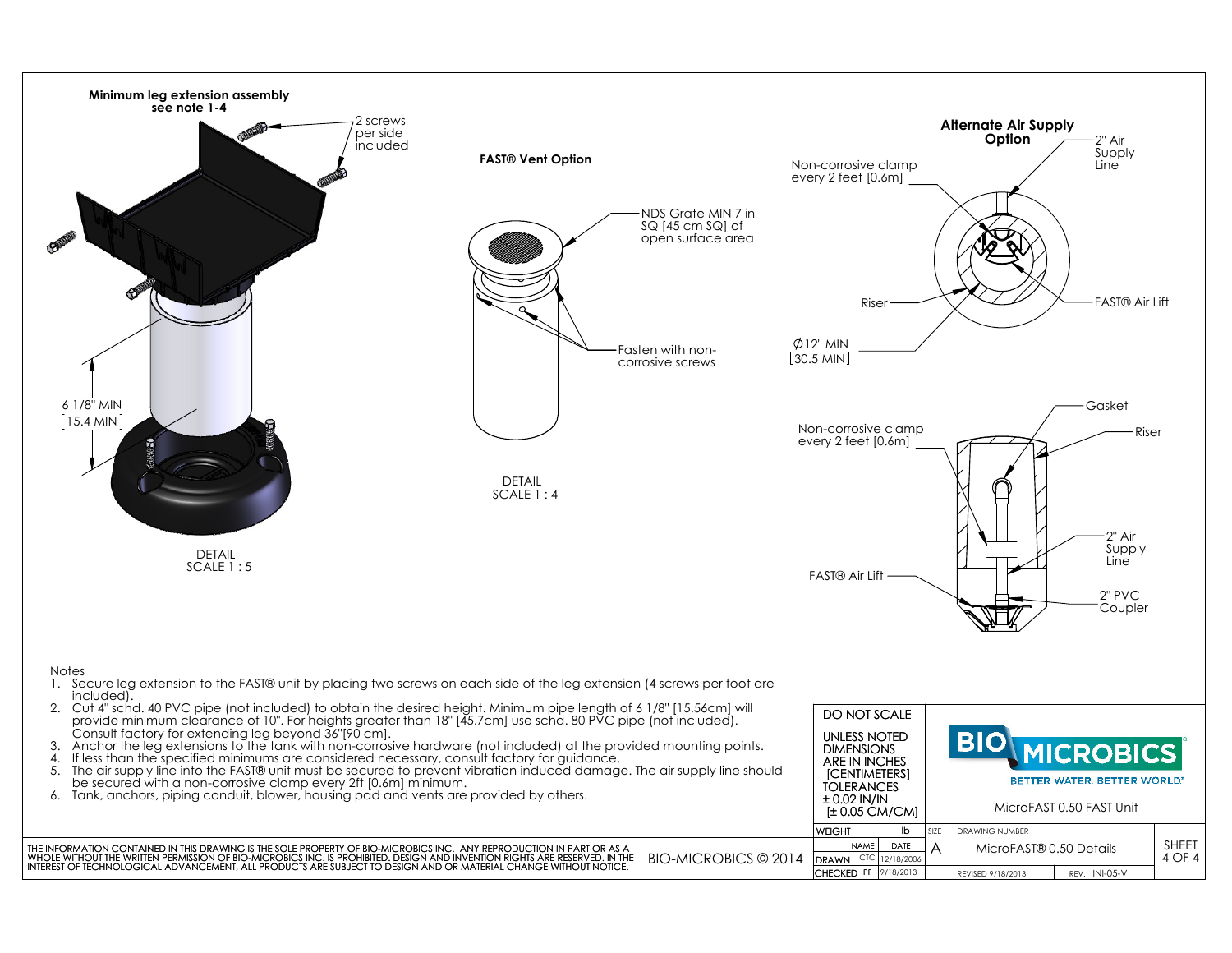**Minimum leg extension assembly**
**see note 1-4**

2 screws per side included

6 1/8" MIN
[15.4 MIN]

DETAIL
SCALE 1 : 5

**FAST® Vent Option**

NDS Grate MIN 7 in SQ [45 cm SQ] of open surface area

Fasten with non-corrosive screws

DETAIL
SCALE 1 : 4

**Alternate Air Supply Option**

Non-corrosive clamp every 2 feet [0.6m]

2" Air Supply Line

Riser

FAST® Air Lift

Ø12" MIN
[30.5 MIN]

Non-corrosive clamp every 2 feet [0.6m]

Gasket

Riser

2" Air Supply Line

FAST® Air Lift

2" PVC Coupler

Notes

1. Secure leg extension to the FAST® unit by placing two screws on each side of the leg extension (4 screws per foot are included).
2. Cut 4" schd. 40 PVC pipe (not included) to obtain the desired height. Minimum pipe length of 6 1/8" [15.56cm] will provide minimum clearance of 10". For heights greater than 18" [45.7cm] use schd. 80 PVC pipe (not included). Consult factory for extending leg beyond 36"[90 cm].
3. Anchor the leg extensions to the tank with non-corrosive hardware (not included) at the provided mounting points.
4. If less than the specified minimums are considered necessary, consult factory for guidance.
5. The air supply line into the FAST® unit must be secured to prevent vibration induced damage. The air supply line should be secured with a non-corrosive clamp every 2ft [0.6m] minimum.
6. Tank, anchors, piping conduit, blower, housing pad and vents are provided by others.

DO NOT SCALE

UNLESS NOTED DIMENSIONS ARE IN INCHES [CENTIMETERS] TOLERANCES ± 0.02 IN/IN [± 0.05 CM/CM]

BIO MICROBICS
BETTER WATER. BETTER WORLD.

MicroFAST 0.50 FAST Unit

| WEIGHT | | lb | SIZE | DRAWING NUMBER | | SHEET |
|---|---|---|---|---|---|---|
| | NAME | DATE | A | MicroFAST® 0.50 Details | | 4 OF 4 |
| DRAWN | CTC | 12/18/2006 | | | | |
| CHECKED | PF | 9/18/2013 | | REVISED 9/18/2013 | REV. INI-05-V | |

THE INFORMATION CONTAINED IN THIS DRAWING IS THE SOLE PROPERTY OF BIO-MICROBICS INC. ANY REPRODUCTION IN PART OR AS A WHOLE WITHOUT THE WRITTEN PERMISSION OF BIO-MICROBICS INC. IS PROHIBITED. DESIGN AND INVENTION RIGHTS ARE RESERVED. IN THE INTEREST OF TECHNOLOGICAL ADVANCEMENT, ALL PRODUCTS ARE SUBJECT TO DESIGN AND OR MATERIAL CHANGE WITHOUT NOTICE.

BIO-MICROBICS © 2014